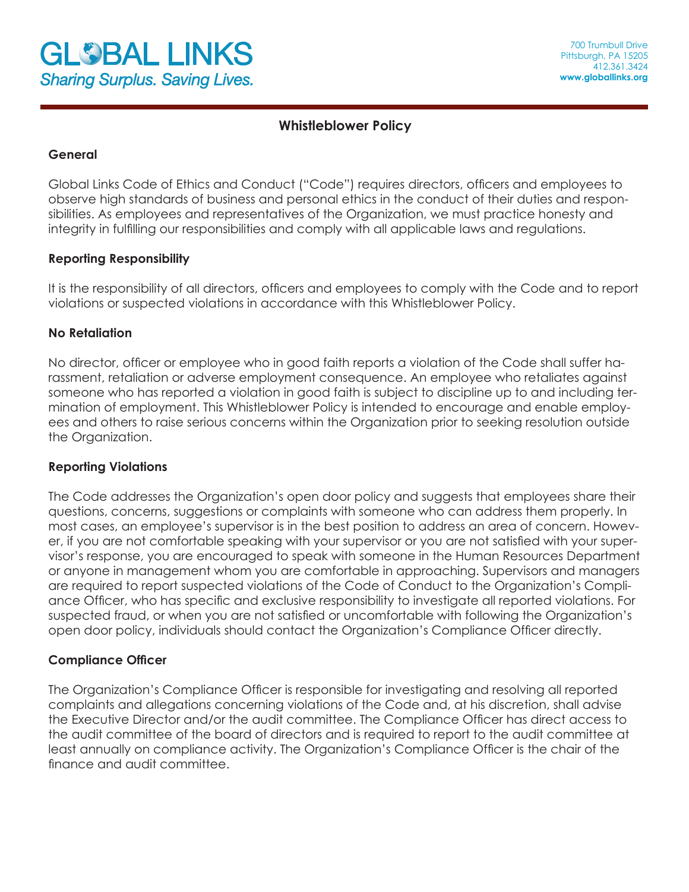# GLOBAL LINKS

*Sharing Surplus. Saving Lives.*

700 Trumbull Drive
Pittsburgh, PA 15205
412.361.3424
**www.globallinks.org**

## Whistleblower Policy

### General

Global Links Code of Ethics and Conduct ("Code") requires directors, officers and employees to observe high standards of business and personal ethics in the conduct of their duties and responsibilities. As employees and representatives of the Organization, we must practice honesty and integrity in fulfilling our responsibilities and comply with all applicable laws and regulations.

### Reporting Responsibility

It is the responsibility of all directors, officers and employees to comply with the Code and to report violations or suspected violations in accordance with this Whistleblower Policy.

### No Retaliation

No director, officer or employee who in good faith reports a violation of the Code shall suffer harassment, retaliation or adverse employment consequence. An employee who retaliates against someone who has reported a violation in good faith is subject to discipline up to and including termination of employment. This Whistleblower Policy is intended to encourage and enable employees and others to raise serious concerns within the Organization prior to seeking resolution outside the Organization.

### Reporting Violations

The Code addresses the Organization's open door policy and suggests that employees share their questions, concerns, suggestions or complaints with someone who can address them properly. In most cases, an employee's supervisor is in the best position to address an area of concern. However, if you are not comfortable speaking with your supervisor or you are not satisfied with your supervisor's response, you are encouraged to speak with someone in the Human Resources Department or anyone in management whom you are comfortable in approaching. Supervisors and managers are required to report suspected violations of the Code of Conduct to the Organization's Compliance Officer, who has specific and exclusive responsibility to investigate all reported violations. For suspected fraud, or when you are not satisfied or uncomfortable with following the Organization's open door policy, individuals should contact the Organization's Compliance Officer directly.

### Compliance Officer

The Organization's Compliance Officer is responsible for investigating and resolving all reported complaints and allegations concerning violations of the Code and, at his discretion, shall advise the Executive Director and/or the audit committee. The Compliance Officer has direct access to the audit committee of the board of directors and is required to report to the audit committee at least annually on compliance activity. The Organization's Compliance Officer is the chair of the finance and audit committee.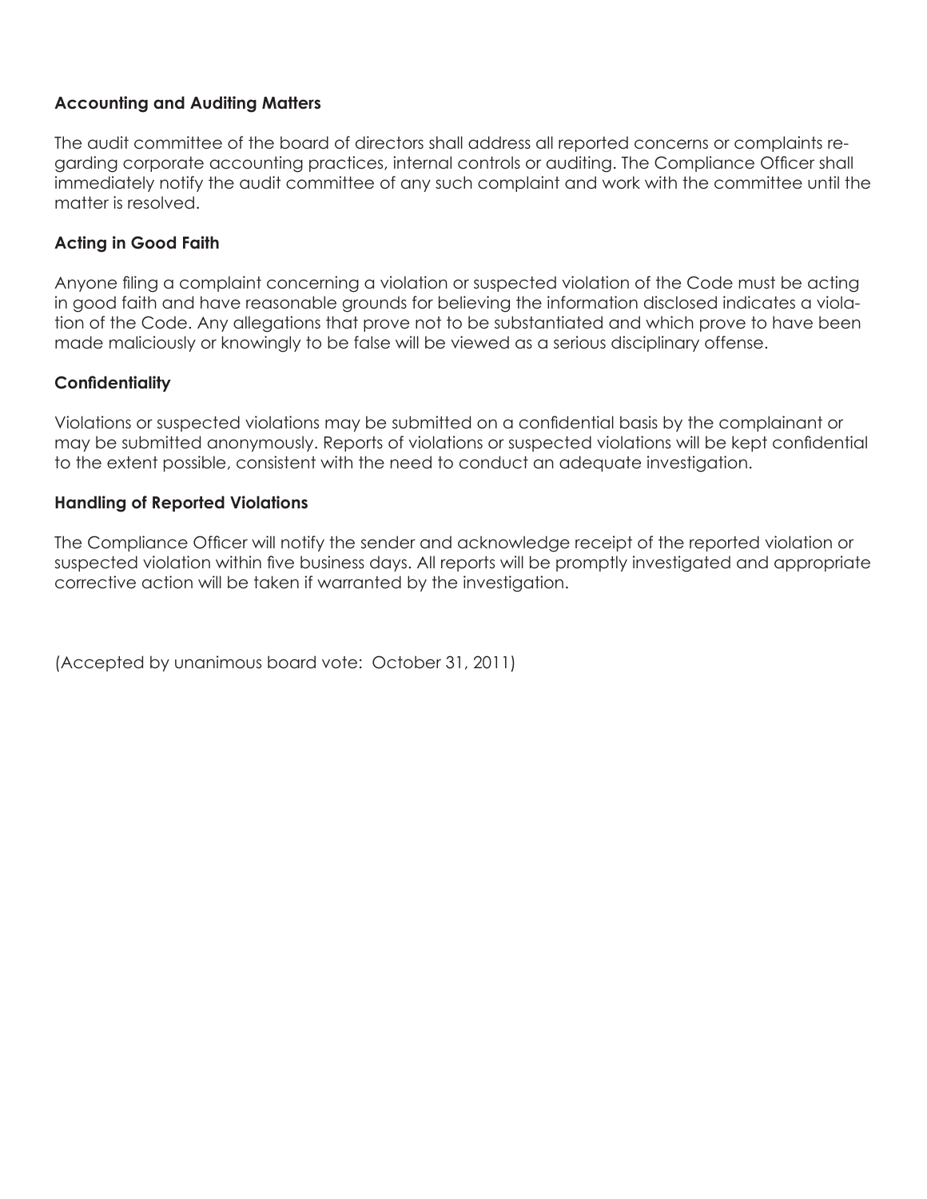**Accounting and Auditing Matters**

The audit committee of the board of directors shall address all reported concerns or complaints regarding corporate accounting practices, internal controls or auditing. The Compliance Officer shall immediately notify the audit committee of any such complaint and work with the committee until the matter is resolved.

**Acting in Good Faith**

Anyone filing a complaint concerning a violation or suspected violation of the Code must be acting in good faith and have reasonable grounds for believing the information disclosed indicates a violation of the Code. Any allegations that prove not to be substantiated and which prove to have been made maliciously or knowingly to be false will be viewed as a serious disciplinary offense.

**Confidentiality**

Violations or suspected violations may be submitted on a confidential basis by the complainant or may be submitted anonymously. Reports of violations or suspected violations will be kept confidential to the extent possible, consistent with the need to conduct an adequate investigation.

**Handling of Reported Violations**

The Compliance Officer will notify the sender and acknowledge receipt of the reported violation or suspected violation within five business days. All reports will be promptly investigated and appropriate corrective action will be taken if warranted by the investigation.

(Accepted by unanimous board vote: October 31, 2011)